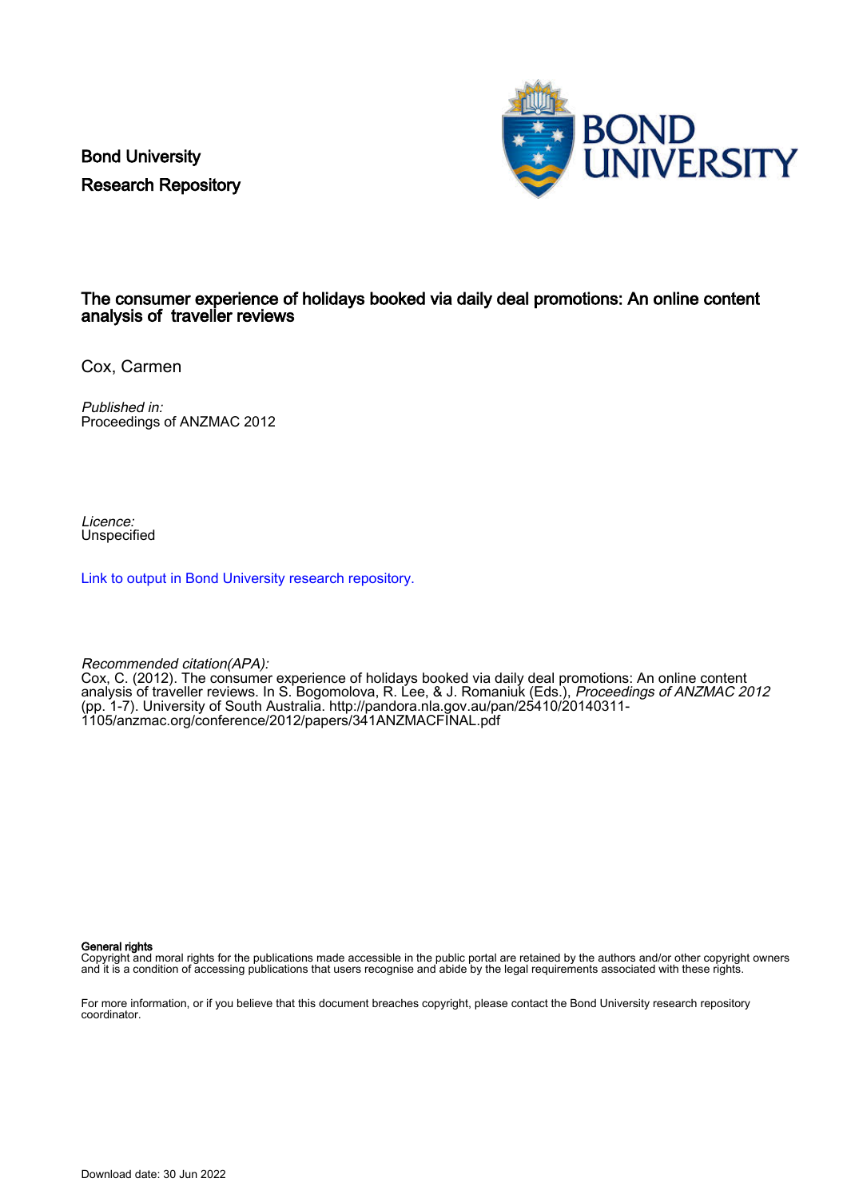Bond University
Research Repository

# The consumer experience of holidays booked via daily deal promotions: An online content analysis of traveller reviews

Cox, Carmen

*Published in:*
Proceedings of ANZMAC 2012

*Licence:*
Unspecified

[Link to output in Bond University research repository.]

*Recommended citation(APA):*
Cox, C. (2012). The consumer experience of holidays booked via daily deal promotions: An online content analysis of traveller reviews. In S. Bogomolova, R. Lee, & J. Romaniuk (Eds.), *Proceedings of ANZMAC 2012* (pp. 1-7). University of South Australia. http://pandora.nla.gov.au/pan/25410/20140311-1105/anzmac.org/conference/2012/papers/341ANZMACFINAL.pdf

**General rights**
Copyright and moral rights for the publications made accessible in the public portal are retained by the authors and/or other copyright owners and it is a condition of accessing publications that users recognise and abide by the legal requirements associated with these rights.

For more information, or if you believe that this document breaches copyright, please contact the Bond University research repository coordinator.

Download date: 30 Jun 2022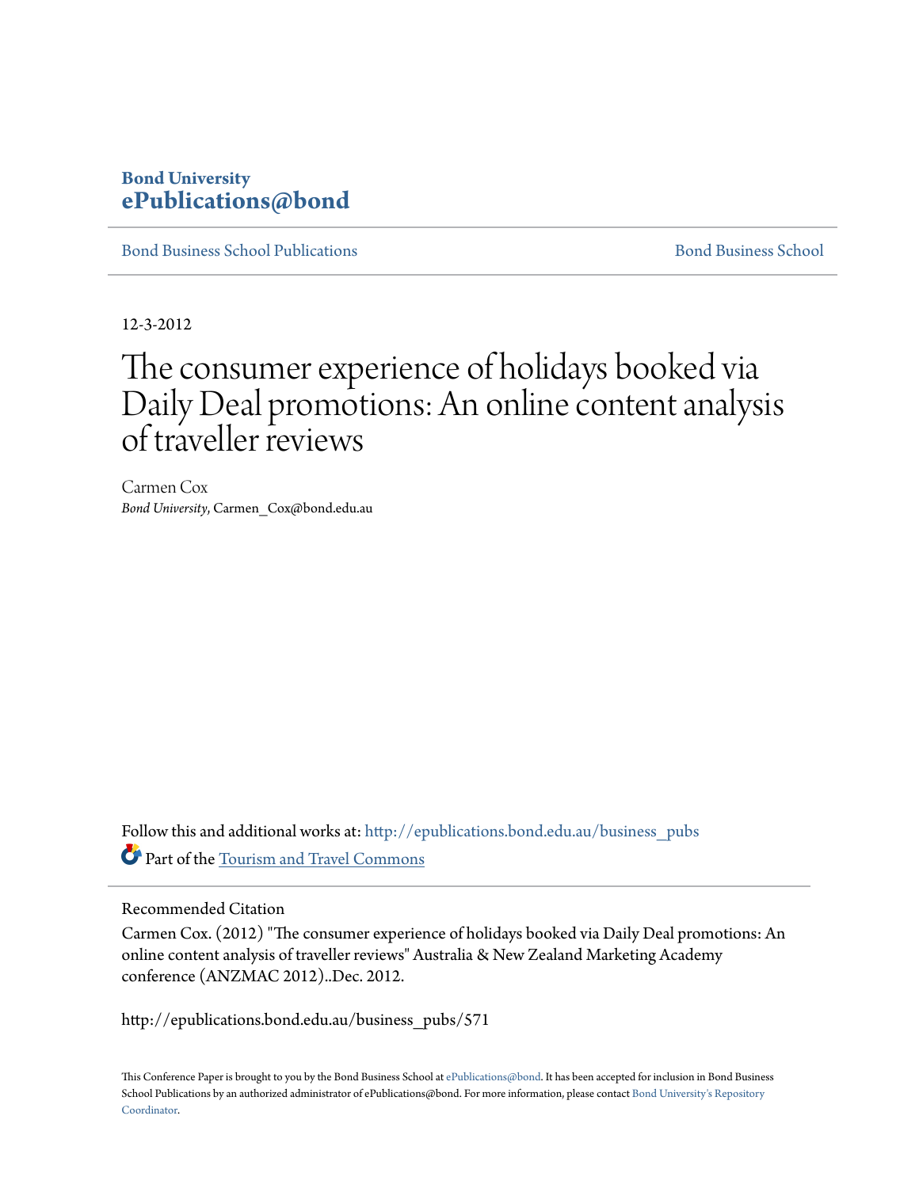Bond University
ePublications@bond

Bond Business School Publications | Bond Business School

12-3-2012

# The consumer experience of holidays booked via Daily Deal promotions: An online content analysis of traveller reviews

Carmen Cox
*Bond University*, Carmen_Cox@bond.edu.au

Follow this and additional works at: http://epublications.bond.edu.au/business_pubs

Part of the Tourism and Travel Commons

## Recommended Citation

Carmen Cox. (2012) "The consumer experience of holidays booked via Daily Deal promotions: An online content analysis of traveller reviews" Australia & New Zealand Marketing Academy conference (ANZMAC 2012)..Dec. 2012.

http://epublications.bond.edu.au/business_pubs/571

This Conference Paper is brought to you by the Bond Business School at ePublications@bond. It has been accepted for inclusion in Bond Business School Publications by an authorized administrator of ePublications@bond. For more information, please contact Bond University's Repository Coordinator.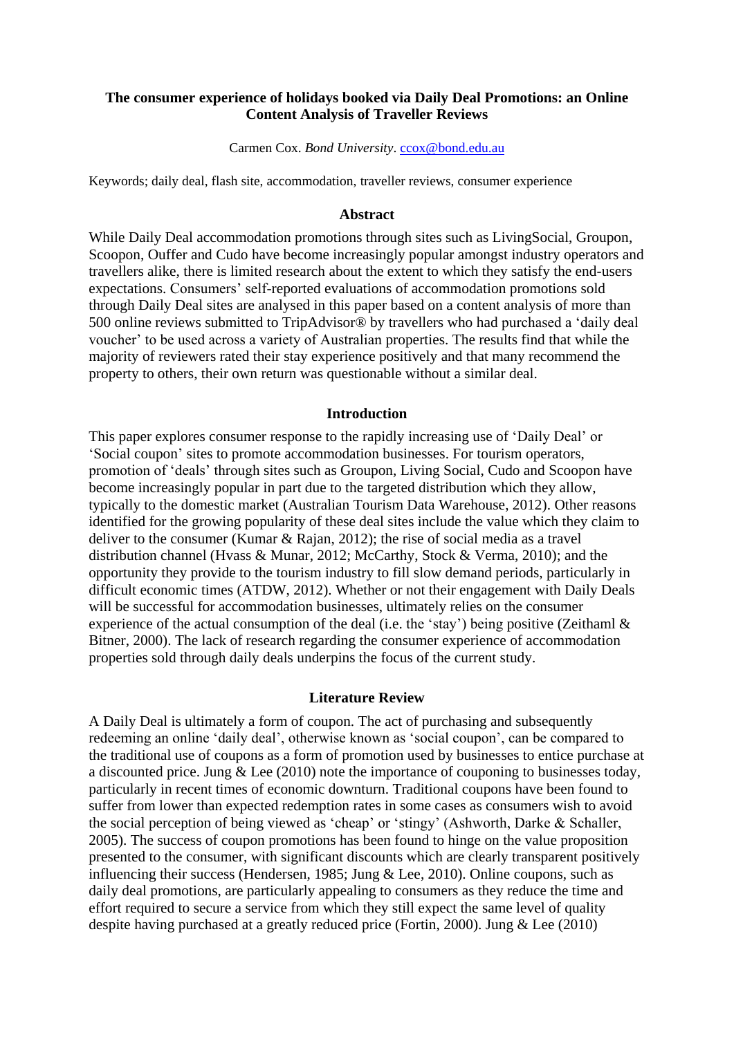**The consumer experience of holidays booked via Daily Deal Promotions: an Online Content Analysis of Traveller Reviews**

Carmen Cox. *Bond University*. ccox@bond.edu.au

Keywords; daily deal, flash site, accommodation, traveller reviews, consumer experience

## Abstract

While Daily Deal accommodation promotions through sites such as LivingSocial, Groupon, Scoopon, Ouffer and Cudo have become increasingly popular amongst industry operators and travellers alike, there is limited research about the extent to which they satisfy the end-users expectations. Consumers' self-reported evaluations of accommodation promotions sold through Daily Deal sites are analysed in this paper based on a content analysis of more than 500 online reviews submitted to TripAdvisor® by travellers who had purchased a 'daily deal voucher' to be used across a variety of Australian properties. The results find that while the majority of reviewers rated their stay experience positively and that many recommend the property to others, their own return was questionable without a similar deal.

## Introduction

This paper explores consumer response to the rapidly increasing use of 'Daily Deal' or 'Social coupon' sites to promote accommodation businesses. For tourism operators, promotion of 'deals' through sites such as Groupon, Living Social, Cudo and Scoopon have become increasingly popular in part due to the targeted distribution which they allow, typically to the domestic market (Australian Tourism Data Warehouse, 2012). Other reasons identified for the growing popularity of these deal sites include the value which they claim to deliver to the consumer (Kumar & Rajan, 2012); the rise of social media as a travel distribution channel (Hvass & Munar, 2012; McCarthy, Stock & Verma, 2010); and the opportunity they provide to the tourism industry to fill slow demand periods, particularly in difficult economic times (ATDW, 2012). Whether or not their engagement with Daily Deals will be successful for accommodation businesses, ultimately relies on the consumer experience of the actual consumption of the deal (i.e. the 'stay') being positive (Zeithaml & Bitner, 2000). The lack of research regarding the consumer experience of accommodation properties sold through daily deals underpins the focus of the current study.

## Literature Review

A Daily Deal is ultimately a form of coupon. The act of purchasing and subsequently redeeming an online 'daily deal', otherwise known as 'social coupon', can be compared to the traditional use of coupons as a form of promotion used by businesses to entice purchase at a discounted price. Jung & Lee (2010) note the importance of couponing to businesses today, particularly in recent times of economic downturn. Traditional coupons have been found to suffer from lower than expected redemption rates in some cases as consumers wish to avoid the social perception of being viewed as 'cheap' or 'stingy' (Ashworth, Darke & Schaller, 2005). The success of coupon promotions has been found to hinge on the value proposition presented to the consumer, with significant discounts which are clearly transparent positively influencing their success (Hendersen, 1985; Jung & Lee, 2010). Online coupons, such as daily deal promotions, are particularly appealing to consumers as they reduce the time and effort required to secure a service from which they still expect the same level of quality despite having purchased at a greatly reduced price (Fortin, 2000). Jung & Lee (2010)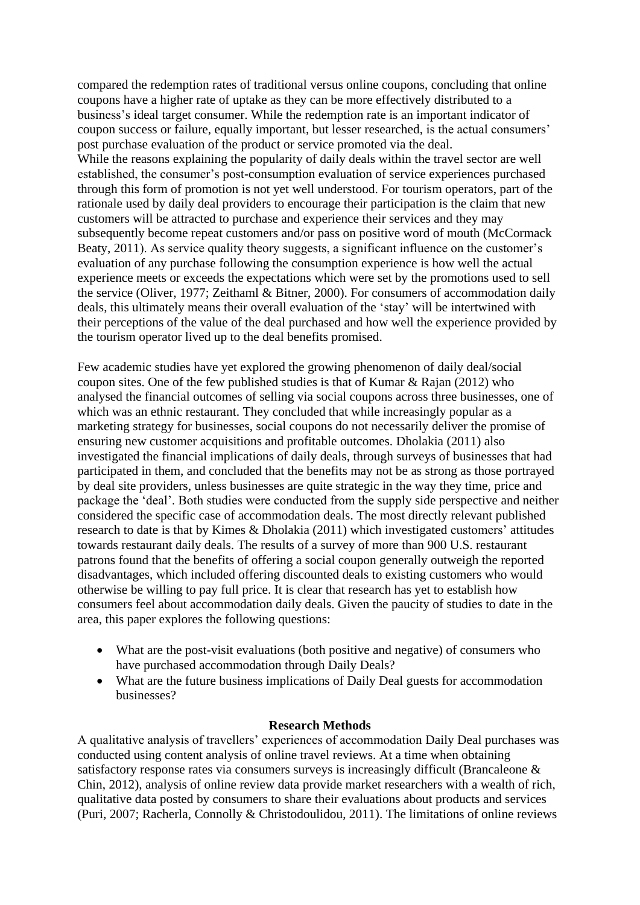compared the redemption rates of traditional versus online coupons, concluding that online coupons have a higher rate of uptake as they can be more effectively distributed to a business's ideal target consumer. While the redemption rate is an important indicator of coupon success or failure, equally important, but lesser researched, is the actual consumers' post purchase evaluation of the product or service promoted via the deal.
While the reasons explaining the popularity of daily deals within the travel sector are well established, the consumer's post-consumption evaluation of service experiences purchased through this form of promotion is not yet well understood. For tourism operators, part of the rationale used by daily deal providers to encourage their participation is the claim that new customers will be attracted to purchase and experience their services and they may subsequently become repeat customers and/or pass on positive word of mouth (McCormack Beaty, 2011). As service quality theory suggests, a significant influence on the customer's evaluation of any purchase following the consumption experience is how well the actual experience meets or exceeds the expectations which were set by the promotions used to sell the service (Oliver, 1977; Zeithaml & Bitner, 2000). For consumers of accommodation daily deals, this ultimately means their overall evaluation of the 'stay' will be intertwined with their perceptions of the value of the deal purchased and how well the experience provided by the tourism operator lived up to the deal benefits promised.

Few academic studies have yet explored the growing phenomenon of daily deal/social coupon sites. One of the few published studies is that of Kumar & Rajan (2012) who analysed the financial outcomes of selling via social coupons across three businesses, one of which was an ethnic restaurant. They concluded that while increasingly popular as a marketing strategy for businesses, social coupons do not necessarily deliver the promise of ensuring new customer acquisitions and profitable outcomes. Dholakia (2011) also investigated the financial implications of daily deals, through surveys of businesses that had participated in them, and concluded that the benefits may not be as strong as those portrayed by deal site providers, unless businesses are quite strategic in the way they time, price and package the 'deal'. Both studies were conducted from the supply side perspective and neither considered the specific case of accommodation deals. The most directly relevant published research to date is that by Kimes & Dholakia (2011) which investigated customers' attitudes towards restaurant daily deals. The results of a survey of more than 900 U.S. restaurant patrons found that the benefits of offering a social coupon generally outweigh the reported disadvantages, which included offering discounted deals to existing customers who would otherwise be willing to pay full price. It is clear that research has yet to establish how consumers feel about accommodation daily deals. Given the paucity of studies to date in the area, this paper explores the following questions:

- What are the post-visit evaluations (both positive and negative) of consumers who have purchased accommodation through Daily Deals?
- What are the future business implications of Daily Deal guests for accommodation businesses?

## Research Methods

A qualitative analysis of travellers' experiences of accommodation Daily Deal purchases was conducted using content analysis of online travel reviews. At a time when obtaining satisfactory response rates via consumers surveys is increasingly difficult (Brancaleone & Chin, 2012), analysis of online review data provide market researchers with a wealth of rich, qualitative data posted by consumers to share their evaluations about products and services (Puri, 2007; Racherla, Connolly & Christodoulidou, 2011). The limitations of online reviews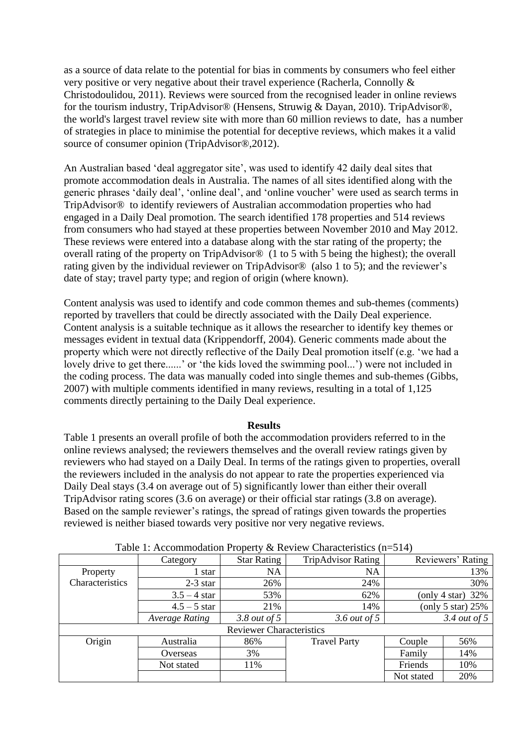as a source of data relate to the potential for bias in comments by consumers who feel either very positive or very negative about their travel experience (Racherla, Connolly & Christodoulidou, 2011). Reviews were sourced from the recognised leader in online reviews for the tourism industry, TripAdvisor® (Hensens, Struwig & Dayan, 2010). TripAdvisor®, the world's largest travel review site with more than 60 million reviews to date, has a number of strategies in place to minimise the potential for deceptive reviews, which makes it a valid source of consumer opinion (TripAdvisor®,2012).

An Australian based 'deal aggregator site', was used to identify 42 daily deal sites that promote accommodation deals in Australia. The names of all sites identified along with the generic phrases 'daily deal', 'online deal', and 'online voucher' were used as search terms in TripAdvisor® to identify reviewers of Australian accommodation properties who had engaged in a Daily Deal promotion. The search identified 178 properties and 514 reviews from consumers who had stayed at these properties between November 2010 and May 2012. These reviews were entered into a database along with the star rating of the property; the overall rating of the property on TripAdvisor® (1 to 5 with 5 being the highest); the overall rating given by the individual reviewer on TripAdvisor® (also 1 to 5); and the reviewer's date of stay; travel party type; and region of origin (where known).

Content analysis was used to identify and code common themes and sub-themes (comments) reported by travellers that could be directly associated with the Daily Deal experience. Content analysis is a suitable technique as it allows the researcher to identify key themes or messages evident in textual data (Krippendorff, 2004). Generic comments made about the property which were not directly reflective of the Daily Deal promotion itself (e.g. 'we had a lovely drive to get there......' or 'the kids loved the swimming pool...') were not included in the coding process. The data was manually coded into single themes and sub-themes (Gibbs, 2007) with multiple comments identified in many reviews, resulting in a total of 1,125 comments directly pertaining to the Daily Deal experience.

## Results

Table 1 presents an overall profile of both the accommodation providers referred to in the online reviews analysed; the reviewers themselves and the overall review ratings given by reviewers who had stayed on a Daily Deal. In terms of the ratings given to properties, overall the reviewers included in the analysis do not appear to rate the properties experienced via Daily Deal stays (3.4 on average out of 5) significantly lower than either their overall TripAdvisor rating scores (3.6 on average) or their official star ratings (3.8 on average). Based on the sample reviewer's ratings, the spread of ratings given towards the properties reviewed is neither biased towards very positive nor very negative reviews.

Table 1: Accommodation Property & Review Characteristics (n=514)

| | Category | Star Rating | TripAdvisor Rating | Reviewers' Rating | |
|---|---|---|---|---|---|
| Property Characteristics | 1 star | NA | NA | 13% | |
| | 2-3 star | 26% | 24% | 30% | |
| | 3.5 – 4 star | 53% | 62% | (only 4 star) 32% | |
| | 4.5 – 5 star | 21% | 14% | (only 5 star) 25% | |
| | *Average Rating* | *3.8 out of 5* | *3.6 out of 5* | *3.4 out of 5* | |
| Reviewer Characteristics | | | | | |
| Origin | Australia | 86% | Travel Party | Couple | 56% |
| | Overseas | 3% | | Family | 14% |
| | Not stated | 11% | | Friends | 10% |
| | | | | Not stated | 20% |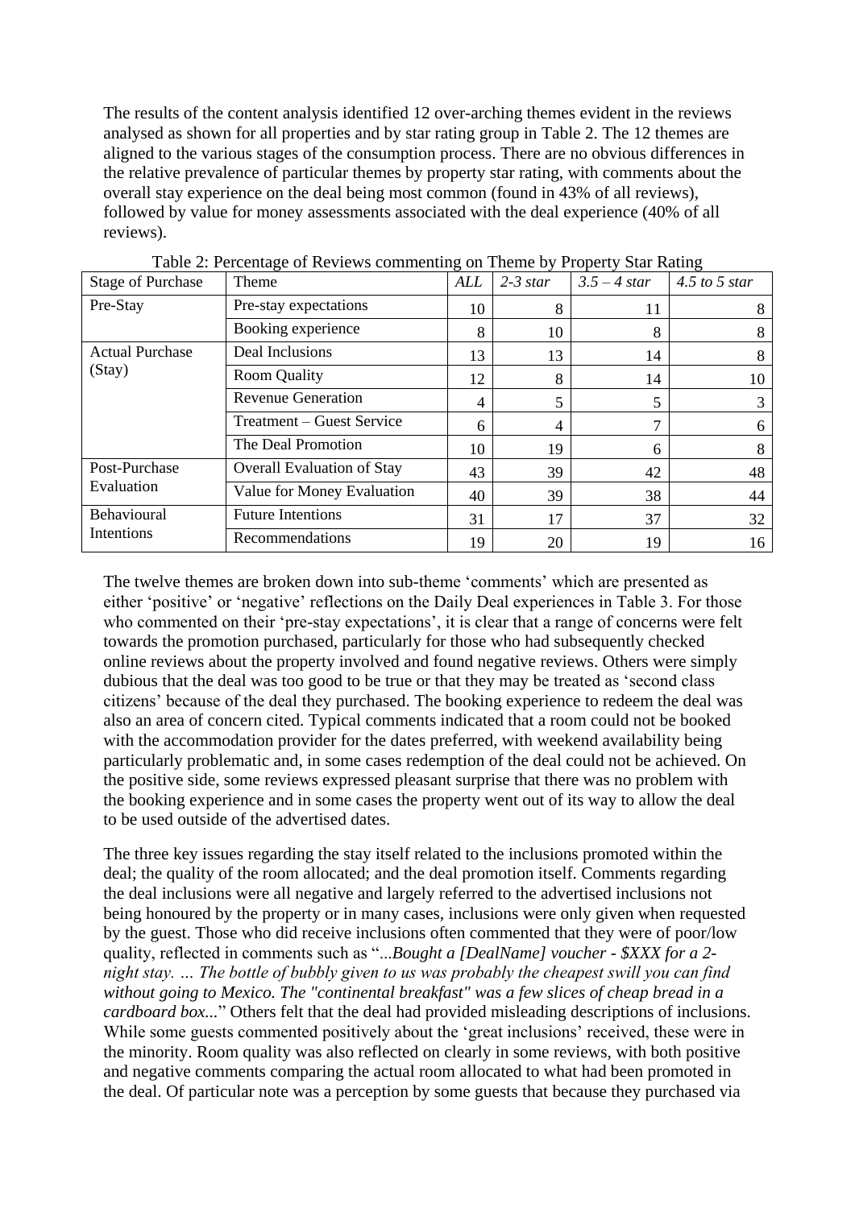The results of the content analysis identified 12 over-arching themes evident in the reviews analysed as shown for all properties and by star rating group in Table 2. The 12 themes are aligned to the various stages of the consumption process. There are no obvious differences in the relative prevalence of particular themes by property star rating, with comments about the overall stay experience on the deal being most common (found in 43% of all reviews), followed by value for money assessments associated with the deal experience (40% of all reviews).

Table 2: Percentage of Reviews commenting on Theme by Property Star Rating

| Stage of Purchase | Theme | *ALL* | *2-3 star* | *3.5 – 4 star* | *4.5 to 5 star* |
|---|---|---|---|---|---|
| Pre-Stay | Pre-stay expectations | 10 | 8 | 11 | 8 |
| | Booking experience | 8 | 10 | 8 | 8 |
| Actual Purchase (Stay) | Deal Inclusions | 13 | 13 | 14 | 8 |
| | Room Quality | 12 | 8 | 14 | 10 |
| | Revenue Generation | 4 | 5 | 5 | 3 |
| | Treatment – Guest Service | 6 | 4 | 7 | 6 |
| | The Deal Promotion | 10 | 19 | 6 | 8 |
| Post-Purchase Evaluation | Overall Evaluation of Stay | 43 | 39 | 42 | 48 |
| | Value for Money Evaluation | 40 | 39 | 38 | 44 |
| Behavioural Intentions | Future Intentions | 31 | 17 | 37 | 32 |
| | Recommendations | 19 | 20 | 19 | 16 |

The twelve themes are broken down into sub-theme 'comments' which are presented as either 'positive' or 'negative' reflections on the Daily Deal experiences in Table 3. For those who commented on their 'pre-stay expectations', it is clear that a range of concerns were felt towards the promotion purchased, particularly for those who had subsequently checked online reviews about the property involved and found negative reviews. Others were simply dubious that the deal was too good to be true or that they may be treated as 'second class citizens' because of the deal they purchased. The booking experience to redeem the deal was also an area of concern cited. Typical comments indicated that a room could not be booked with the accommodation provider for the dates preferred, with weekend availability being particularly problematic and, in some cases redemption of the deal could not be achieved. On the positive side, some reviews expressed pleasant surprise that there was no problem with the booking experience and in some cases the property went out of its way to allow the deal to be used outside of the advertised dates.

The three key issues regarding the stay itself related to the inclusions promoted within the deal; the quality of the room allocated; and the deal promotion itself. Comments regarding the deal inclusions were all negative and largely referred to the advertised inclusions not being honoured by the property or in many cases, inclusions were only given when requested by the guest. Those who did receive inclusions often commented that they were of poor/low quality, reflected in comments such as "*...Bought a [DealName] voucher - $XXX for a 2-night stay. … The bottle of bubbly given to us was probably the cheapest swill you can find without going to Mexico. The "continental breakfast" was a few slices of cheap bread in a cardboard box...*" Others felt that the deal had provided misleading descriptions of inclusions. While some guests commented positively about the 'great inclusions' received, these were in the minority. Room quality was also reflected on clearly in some reviews, with both positive and negative comments comparing the actual room allocated to what had been promoted in the deal. Of particular note was a perception by some guests that because they purchased via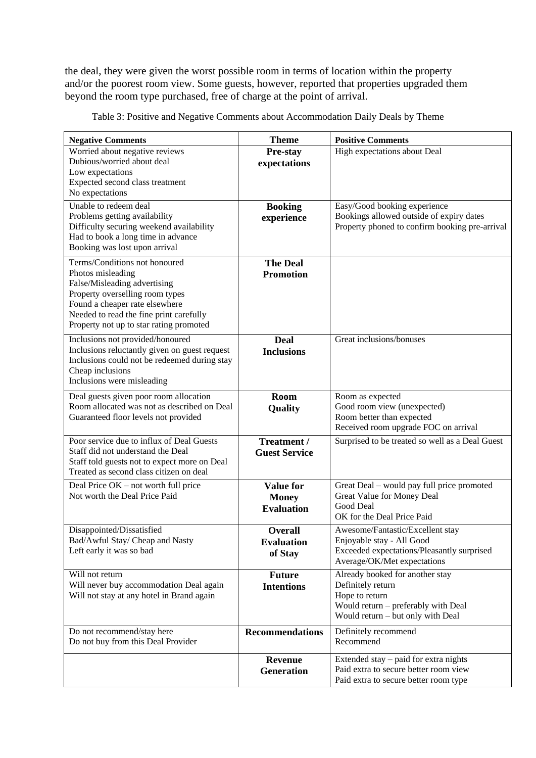the deal, they were given the worst possible room in terms of location within the property and/or the poorest room view. Some guests, however, reported that properties upgraded them beyond the room type purchased, free of charge at the point of arrival.

Table 3: Positive and Negative Comments about Accommodation Daily Deals by Theme

| Negative Comments | Theme | Positive Comments |
|---|---|---|
| Worried about negative reviews<br>Dubious/worried about deal<br>Low expectations<br>Expected second class treatment<br>No expectations | **Pre-stay expectations** | High expectations about Deal |
| Unable to redeem deal<br>Problems getting availability<br>Difficulty securing weekend availability<br>Had to book a long time in advance<br>Booking was lost upon arrival | **Booking experience** | Easy/Good booking experience<br>Bookings allowed outside of expiry dates<br>Property phoned to confirm booking pre-arrival |
| Terms/Conditions not honoured<br>Photos misleading<br>False/Misleading advertising<br>Property overselling room types<br>Found a cheaper rate elsewhere<br>Needed to read the fine print carefully<br>Property not up to star rating promoted | **The Deal Promotion** | |
| Inclusions not provided/honoured<br>Inclusions reluctantly given on guest request<br>Inclusions could not be redeemed during stay<br>Cheap inclusions<br>Inclusions were misleading | **Deal Inclusions** | Great inclusions/bonuses |
| Deal guests given poor room allocation<br>Room allocated was not as described on Deal<br>Guaranteed floor levels not provided | **Room Quality** | Room as expected<br>Good room view (unexpected)<br>Room better than expected<br>Received room upgrade FOC on arrival |
| Poor service due to influx of Deal Guests<br>Staff did not understand the Deal<br>Staff told guests not to expect more on Deal<br>Treated as second class citizen on deal | **Treatment / Guest Service** | Surprised to be treated so well as a Deal Guest |
| Deal Price OK – not worth full price<br>Not worth the Deal Price Paid | **Value for Money Evaluation** | Great Deal – would pay full price promoted<br>Great Value for Money Deal<br>Good Deal<br>OK for the Deal Price Paid |
| Disappointed/Dissatisfied<br>Bad/Awful Stay/ Cheap and Nasty<br>Left early it was so bad | **Overall Evaluation of Stay** | Awesome/Fantastic/Excellent stay<br>Enjoyable stay - All Good<br>Exceeded expectations/Pleasantly surprised<br>Average/OK/Met expectations |
| Will not return<br>Will never buy accommodation Deal again<br>Will not stay at any hotel in Brand again | **Future Intentions** | Already booked for another stay<br>Definitely return<br>Hope to return<br>Would return – preferably with Deal<br>Would return – but only with Deal |
| Do not recommend/stay here<br>Do not buy from this Deal Provider | **Recommendations** | Definitely recommend<br>Recommend |
| | **Revenue Generation** | Extended stay – paid for extra nights<br>Paid extra to secure better room view<br>Paid extra to secure better room type |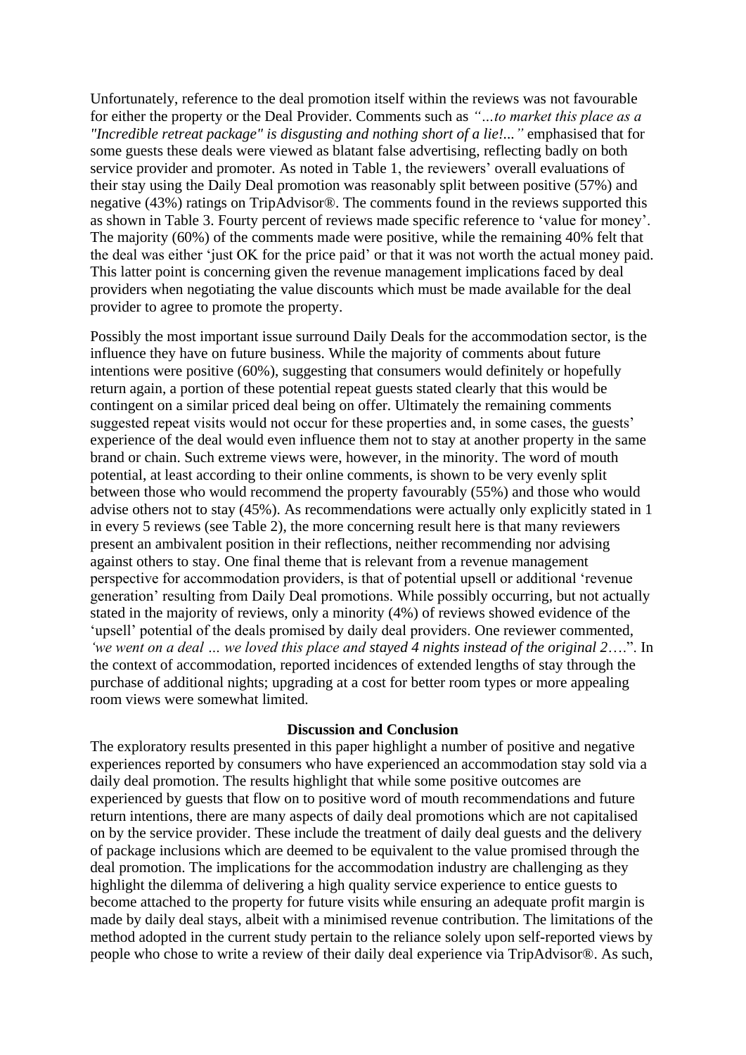Unfortunately, reference to the deal promotion itself within the reviews was not favourable for either the property or the Deal Provider. Comments such as *"…to market this place as a "Incredible retreat package" is disgusting and nothing short of a lie!..."* emphasised that for some guests these deals were viewed as blatant false advertising, reflecting badly on both service provider and promoter. As noted in Table 1, the reviewers' overall evaluations of their stay using the Daily Deal promotion was reasonably split between positive (57%) and negative (43%) ratings on TripAdvisor®. The comments found in the reviews supported this as shown in Table 3. Fourty percent of reviews made specific reference to 'value for money'. The majority (60%) of the comments made were positive, while the remaining 40% felt that the deal was either 'just OK for the price paid' or that it was not worth the actual money paid. This latter point is concerning given the revenue management implications faced by deal providers when negotiating the value discounts which must be made available for the deal provider to agree to promote the property.

Possibly the most important issue surround Daily Deals for the accommodation sector, is the influence they have on future business. While the majority of comments about future intentions were positive (60%), suggesting that consumers would definitely or hopefully return again, a portion of these potential repeat guests stated clearly that this would be contingent on a similar priced deal being on offer. Ultimately the remaining comments suggested repeat visits would not occur for these properties and, in some cases, the guests' experience of the deal would even influence them not to stay at another property in the same brand or chain. Such extreme views were, however, in the minority. The word of mouth potential, at least according to their online comments, is shown to be very evenly split between those who would recommend the property favourably (55%) and those who would advise others not to stay (45%). As recommendations were actually only explicitly stated in 1 in every 5 reviews (see Table 2), the more concerning result here is that many reviewers present an ambivalent position in their reflections, neither recommending nor advising against others to stay. One final theme that is relevant from a revenue management perspective for accommodation providers, is that of potential upsell or additional 'revenue generation' resulting from Daily Deal promotions. While possibly occurring, but not actually stated in the majority of reviews, only a minority (4%) of reviews showed evidence of the 'upsell' potential of the deals promised by daily deal providers. One reviewer commented, *'we went on a deal … we loved this place and stayed 4 nights instead of the original 2….*". In the context of accommodation, reported incidences of extended lengths of stay through the purchase of additional nights; upgrading at a cost for better room types or more appealing room views were somewhat limited.

## Discussion and Conclusion

The exploratory results presented in this paper highlight a number of positive and negative experiences reported by consumers who have experienced an accommodation stay sold via a daily deal promotion. The results highlight that while some positive outcomes are experienced by guests that flow on to positive word of mouth recommendations and future return intentions, there are many aspects of daily deal promotions which are not capitalised on by the service provider. These include the treatment of daily deal guests and the delivery of package inclusions which are deemed to be equivalent to the value promised through the deal promotion. The implications for the accommodation industry are challenging as they highlight the dilemma of delivering a high quality service experience to entice guests to become attached to the property for future visits while ensuring an adequate profit margin is made by daily deal stays, albeit with a minimised revenue contribution. The limitations of the method adopted in the current study pertain to the reliance solely upon self-reported views by people who chose to write a review of their daily deal experience via TripAdvisor®. As such,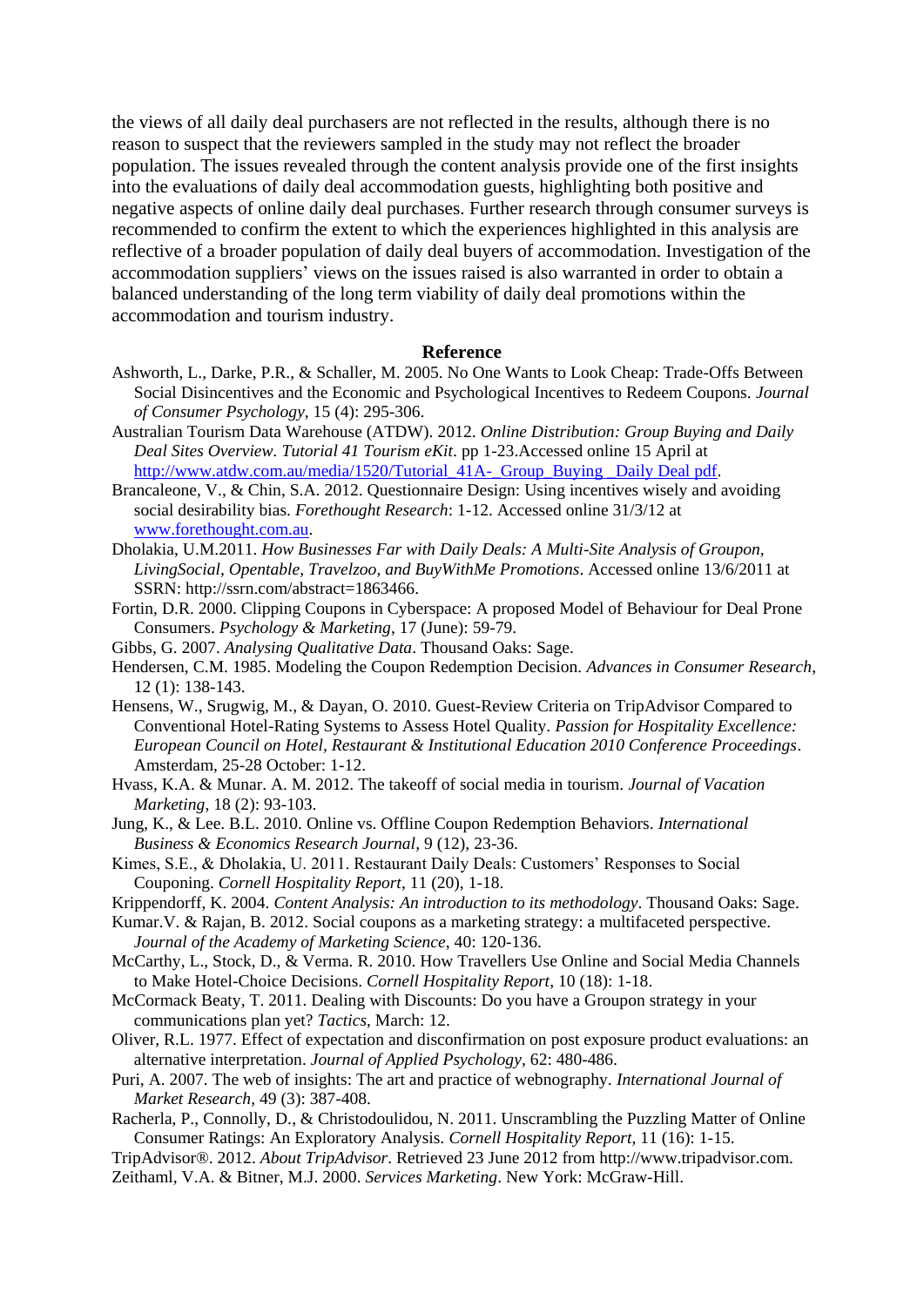the views of all daily deal purchasers are not reflected in the results, although there is no reason to suspect that the reviewers sampled in the study may not reflect the broader population. The issues revealed through the content analysis provide one of the first insights into the evaluations of daily deal accommodation guests, highlighting both positive and negative aspects of online daily deal purchases. Further research through consumer surveys is recommended to confirm the extent to which the experiences highlighted in this analysis are reflective of a broader population of daily deal buyers of accommodation. Investigation of the accommodation suppliers' views on the issues raised is also warranted in order to obtain a balanced understanding of the long term viability of daily deal promotions within the accommodation and tourism industry.

## Reference

Ashworth, L., Darke, P.R., & Schaller, M. 2005. No One Wants to Look Cheap: Trade-Offs Between Social Disincentives and the Economic and Psychological Incentives to Redeem Coupons. *Journal of Consumer Psychology*, 15 (4): 295-306.

Australian Tourism Data Warehouse (ATDW). 2012. *Online Distribution: Group Buying and Daily Deal Sites Overview. Tutorial 41 Tourism eKit*. pp 1-23.Accessed online 15 April at http://www.atdw.com.au/media/1520/Tutorial_41A-_Group_Buying__Daily Deal pdf.

Brancaleone, V., & Chin, S.A. 2012. Questionnaire Design: Using incentives wisely and avoiding social desirability bias. *Forethought Research*: 1-12. Accessed online 31/3/12 at www.forethought.com.au.

Dholakia, U.M.2011. *How Businesses Far with Daily Deals: A Multi-Site Analysis of Groupon, LivingSocial, Opentable, Travelzoo, and BuyWithMe Promotions*. Accessed online 13/6/2011 at SSRN: http://ssrn.com/abstract=1863466.

Fortin, D.R. 2000. Clipping Coupons in Cyberspace: A proposed Model of Behaviour for Deal Prone Consumers. *Psychology & Marketing*, 17 (June): 59-79.

Gibbs, G. 2007. *Analysing Qualitative Data*. Thousand Oaks: Sage.

Hendersen, C.M. 1985. Modeling the Coupon Redemption Decision. *Advances in Consumer Research*, 12 (1): 138-143.

Hensens, W., Srugwig, M., & Dayan, O. 2010. Guest-Review Criteria on TripAdvisor Compared to Conventional Hotel-Rating Systems to Assess Hotel Quality. *Passion for Hospitality Excellence: European Council on Hotel, Restaurant & Institutional Education 2010 Conference Proceedings*. Amsterdam, 25-28 October: 1-12.

Hvass, K.A. & Munar. A. M. 2012. The takeoff of social media in tourism. *Journal of Vacation Marketing*, 18 (2): 93-103.

Jung, K., & Lee. B.L. 2010. Online vs. Offline Coupon Redemption Behaviors. *International Business & Economics Research Journal*, 9 (12), 23-36.

Kimes, S.E., & Dholakia, U. 2011. Restaurant Daily Deals: Customers' Responses to Social Couponing. *Cornell Hospitality Report*, 11 (20), 1-18.

Krippendorff, K. 2004. *Content Analysis: An introduction to its methodology*. Thousand Oaks: Sage.

Kumar.V. & Rajan, B. 2012. Social coupons as a marketing strategy: a multifaceted perspective. *Journal of the Academy of Marketing Science*, 40: 120-136.

McCarthy, L., Stock, D., & Verma. R. 2010. How Travellers Use Online and Social Media Channels to Make Hotel-Choice Decisions. *Cornell Hospitality Report*, 10 (18): 1-18.

McCormack Beaty, T. 2011. Dealing with Discounts: Do you have a Groupon strategy in your communications plan yet? *Tactics*, March: 12.

Oliver, R.L. 1977. Effect of expectation and disconfirmation on post exposure product evaluations: an alternative interpretation. *Journal of Applied Psychology*, 62: 480-486.

Puri, A. 2007. The web of insights: The art and practice of webnography. *International Journal of Market Research*, 49 (3): 387-408.

Racherla, P., Connolly, D., & Christodoulidou, N. 2011. Unscrambling the Puzzling Matter of Online Consumer Ratings: An Exploratory Analysis. *Cornell Hospitality Report*, 11 (16): 1-15.

TripAdvisor®. 2012. *About TripAdvisor*. Retrieved 23 June 2012 from http://www.tripadvisor.com.

Zeithaml, V.A. & Bitner, M.J. 2000. *Services Marketing*. New York: McGraw-Hill.